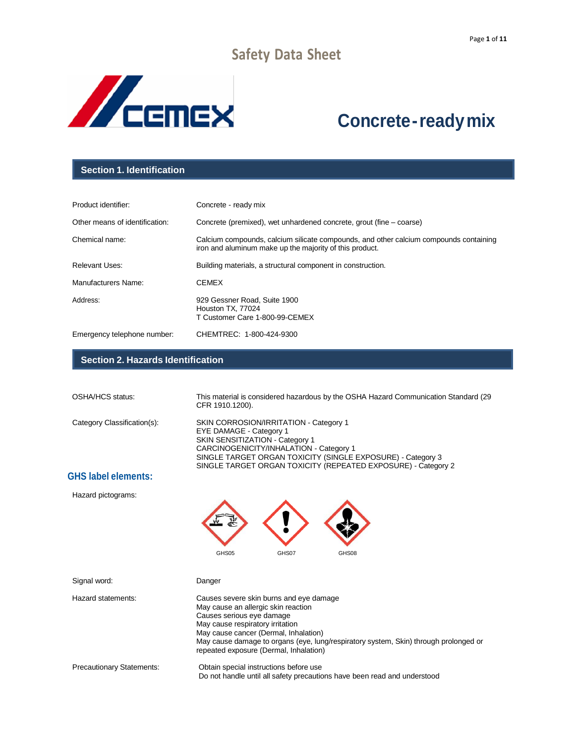# Safety Data Sheet

CEMEX

# Concrete - ready mix

## Section 1. Identification

| | |
|---|---|
| Product identifier: | Concrete - ready mix |
| Other means of identification: | Concrete (premixed), wet unhardened concrete, grout (fine – coarse) |
| Chemical name: | Calcium compounds, calcium silicate compounds, and other calcium compounds containing iron and aluminum make up the majority of this product. |
| Relevant Uses: | Building materials, a structural component in construction. |
| Manufacturers Name: | CEMEX |
| Address: | 929 Gessner Road, Suite 1900<br>Houston TX, 77024<br>T Customer Care 1-800-99-CEMEX |
| Emergency telephone number: | CHEMTREC: 1-800-424-9300 |

## Section 2. Hazards Identification

| | |
|---|---|
| OSHA/HCS status: | This material is considered hazardous by the OSHA Hazard Communication Standard (29 CFR 1910.1200). |
| Category Classification(s): | SKIN CORROSION/IRRITATION - Category 1<br>EYE DAMAGE - Category 1<br>SKIN SENSITIZATION - Category 1<br>CARCINOGENICITY/INHALATION - Category 1<br>SINGLE TARGET ORGAN TOXICITY (SINGLE EXPOSURE) - Category 3<br>SINGLE TARGET ORGAN TOXICITY (REPEATED EXPOSURE) - Category 2 |

### GHS label elements:

Hazard pictograms:

GHS05 GHS07 GHS08

| | |
|---|---|
| Signal word: | Danger |
| Hazard statements: | Causes severe skin burns and eye damage<br>May cause an allergic skin reaction<br>Causes serious eye damage<br>May cause respiratory irritation<br>May cause cancer (Dermal, Inhalation)<br>May cause damage to organs (eye, lung/respiratory system, Skin) through prolonged or repeated exposure (Dermal, Inhalation) |
| Precautionary Statements: | Obtain special instructions before use<br>Do not handle until all safety precautions have been read and understood |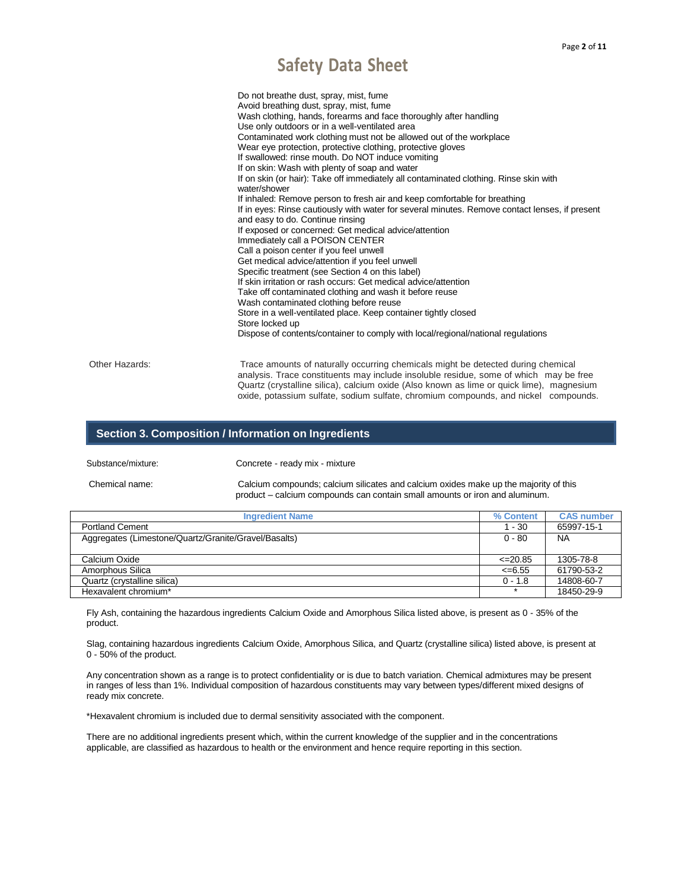Do not breathe dust, spray, mist, fume
Avoid breathing dust, spray, mist, fume
Wash clothing, hands, forearms and face thoroughly after handling
Use only outdoors or in a well-ventilated area
Contaminated work clothing must not be allowed out of the workplace
Wear eye protection, protective clothing, protective gloves
If swallowed: rinse mouth. Do NOT induce vomiting
If on skin: Wash with plenty of soap and water
If on skin (or hair): Take off immediately all contaminated clothing. Rinse skin with water/shower
If inhaled: Remove person to fresh air and keep comfortable for breathing
If in eyes: Rinse cautiously with water for several minutes. Remove contact lenses, if present and easy to do. Continue rinsing
If exposed or concerned: Get medical advice/attention
Immediately call a POISON CENTER
Call a poison center if you feel unwell
Get medical advice/attention if you feel unwell
Specific treatment (see Section 4 on this label)
If skin irritation or rash occurs: Get medical advice/attention
Take off contaminated clothing and wash it before reuse
Wash contaminated clothing before reuse
Store in a well-ventilated place. Keep container tightly closed
Store locked up
Dispose of contents/container to comply with local/regional/national regulations

Other Hazards: Trace amounts of naturally occurring chemicals might be detected during chemical analysis. Trace constituents may include insoluble residue, some of which may be free Quartz (crystalline silica), calcium oxide (Also known as lime or quick lime), magnesium oxide, potassium sulfate, sodium sulfate, chromium compounds, and nickel compounds.

## Section 3. Composition / Information on Ingredients

Substance/mixture: Concrete - ready mix - mixture

Chemical name: Calcium compounds; calcium silicates and calcium oxides make up the majority of this product – calcium compounds can contain small amounts or iron and aluminum.

| Ingredient Name | % Content | CAS number |
|---|---|---|
| Portland Cement | 1 - 30 | 65997-15-1 |
| Aggregates (Limestone/Quartz/Granite/Gravel/Basalts) | 0 - 80 | NA |
| Calcium Oxide | <=20.85 | 1305-78-8 |
| Amorphous Silica | <=6.55 | 61790-53-2 |
| Quartz (crystalline silica) | 0 - 1.8 | 14808-60-7 |
| Hexavalent chromium* | * | 18450-29-9 |

Fly Ash, containing the hazardous ingredients Calcium Oxide and Amorphous Silica listed above, is present as 0 - 35% of the product.

Slag, containing hazardous ingredients Calcium Oxide, Amorphous Silica, and Quartz (crystalline silica) listed above, is present at 0 - 50% of the product.

Any concentration shown as a range is to protect confidentiality or is due to batch variation. Chemical admixtures may be present in ranges of less than 1%. Individual composition of hazardous constituents may vary between types/different mixed designs of ready mix concrete.

*Hexavalent chromium is included due to dermal sensitivity associated with the component.

There are no additional ingredients present which, within the current knowledge of the supplier and in the concentrations applicable, are classified as hazardous to health or the environment and hence require reporting in this section.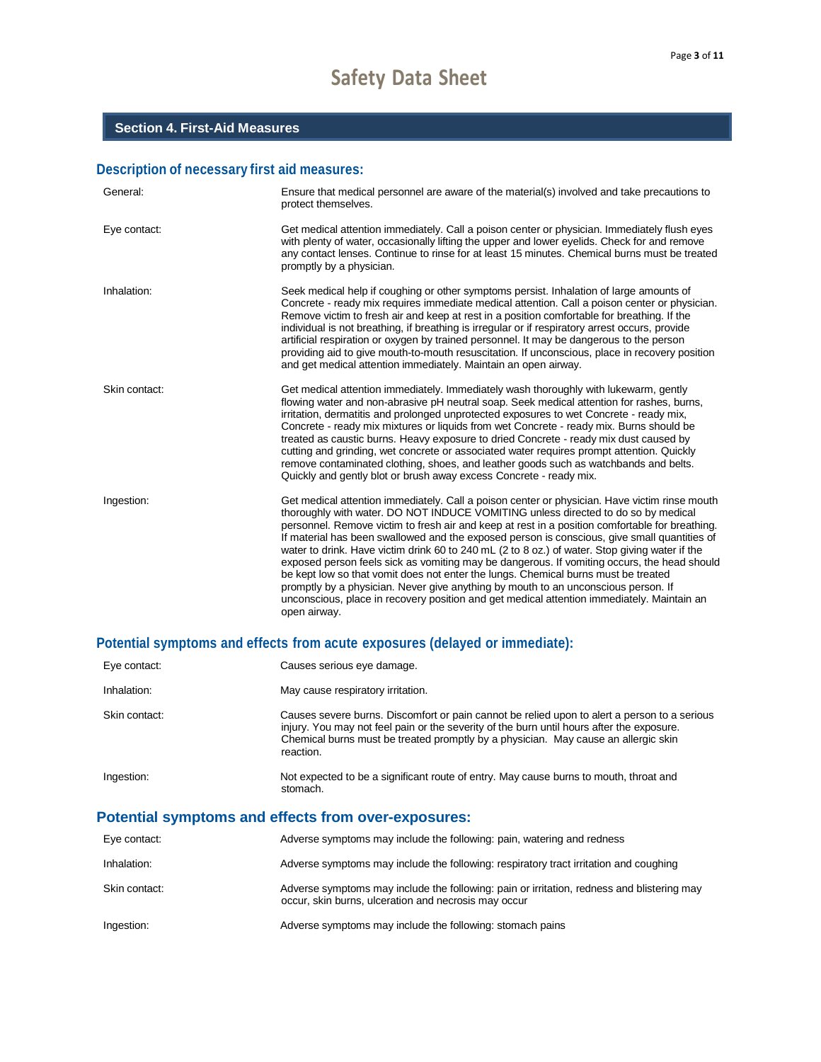## Section 4. First-Aid Measures

### Description of necessary first aid measures:

| | |
|---|---|
| General: | Ensure that medical personnel are aware of the material(s) involved and take precautions to protect themselves. |
| Eye contact: | Get medical attention immediately. Call a poison center or physician. Immediately flush eyes with plenty of water, occasionally lifting the upper and lower eyelids. Check for and remove any contact lenses. Continue to rinse for at least 15 minutes. Chemical burns must be treated promptly by a physician. |
| Inhalation: | Seek medical help if coughing or other symptoms persist. Inhalation of large amounts of Concrete - ready mix requires immediate medical attention. Call a poison center or physician. Remove victim to fresh air and keep at rest in a position comfortable for breathing. If the individual is not breathing, if breathing is irregular or if respiratory arrest occurs, provide artificial respiration or oxygen by trained personnel. It may be dangerous to the person providing aid to give mouth-to-mouth resuscitation. If unconscious, place in recovery position and get medical attention immediately. Maintain an open airway. |
| Skin contact: | Get medical attention immediately. Immediately wash thoroughly with lukewarm, gently flowing water and non-abrasive pH neutral soap. Seek medical attention for rashes, burns, irritation, dermatitis and prolonged unprotected exposures to wet Concrete - ready mix, Concrete - ready mix mixtures or liquids from wet Concrete - ready mix. Burns should be treated as caustic burns. Heavy exposure to dried Concrete - ready mix dust caused by cutting and grinding, wet concrete or associated water requires prompt attention. Quickly remove contaminated clothing, shoes, and leather goods such as watchbands and belts. Quickly and gently blot or brush away excess Concrete - ready mix. |
| Ingestion: | Get medical attention immediately. Call a poison center or physician. Have victim rinse mouth thoroughly with water. DO NOT INDUCE VOMITING unless directed to do so by medical personnel. Remove victim to fresh air and keep at rest in a position comfortable for breathing. If material has been swallowed and the exposed person is conscious, give small quantities of water to drink. Have victim drink 60 to 240 mL (2 to 8 oz.) of water. Stop giving water if the exposed person feels sick as vomiting may be dangerous. If vomiting occurs, the head should be kept low so that vomit does not enter the lungs. Chemical burns must be treated promptly by a physician. Never give anything by mouth to an unconscious person. If unconscious, place in recovery position and get medical attention immediately. Maintain an open airway. |

### Potential symptoms and effects from acute exposures (delayed or immediate):

| | |
|---|---|
| Eye contact: | Causes serious eye damage. |
| Inhalation: | May cause respiratory irritation. |
| Skin contact: | Causes severe burns. Discomfort or pain cannot be relied upon to alert a person to a serious injury. You may not feel pain or the severity of the burn until hours after the exposure. Chemical burns must be treated promptly by a physician. May cause an allergic skin reaction. |
| Ingestion: | Not expected to be a significant route of entry. May cause burns to mouth, throat and stomach. |

### Potential symptoms and effects from over-exposures:

| | |
|---|---|
| Eye contact: | Adverse symptoms may include the following: pain, watering and redness |
| Inhalation: | Adverse symptoms may include the following: respiratory tract irritation and coughing |
| Skin contact: | Adverse symptoms may include the following: pain or irritation, redness and blistering may occur, skin burns, ulceration and necrosis may occur |
| Ingestion: | Adverse symptoms may include the following: stomach pains |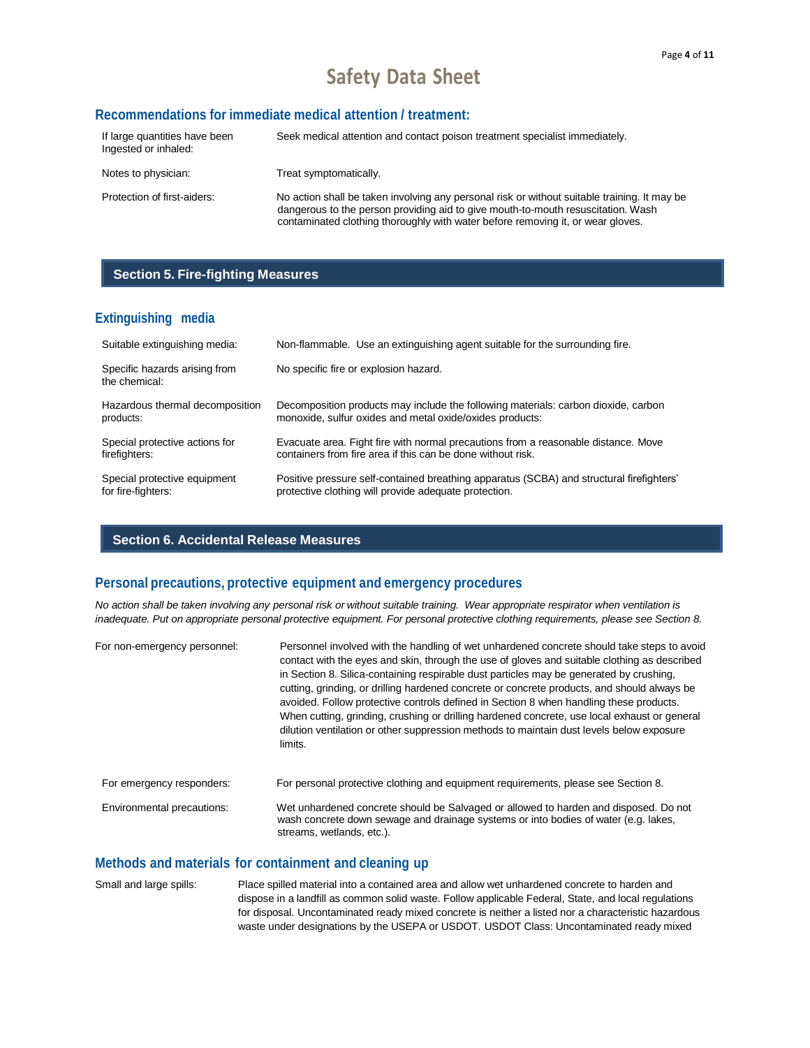### Recommendations for immediate medical attention / treatment:

| | |
|---|---|
| If large quantities have been Ingested or inhaled: | Seek medical attention and contact poison treatment specialist immediately. |
| Notes to physician: | Treat symptomatically. |
| Protection of first-aiders: | No action shall be taken involving any personal risk or without suitable training. It may be dangerous to the person providing aid to give mouth-to-mouth resuscitation. Wash contaminated clothing thoroughly with water before removing it, or wear gloves. |

## Section 5. Fire-fighting Measures

### Extinguishing media

| | |
|---|---|
| Suitable extinguishing media: | Non-flammable. Use an extinguishing agent suitable for the surrounding fire. |
| Specific hazards arising from the chemical: | No specific fire or explosion hazard. |
| Hazardous thermal decomposition products: | Decomposition products may include the following materials: carbon dioxide, carbon monoxide, sulfur oxides and metal oxide/oxides products: |
| Special protective actions for firefighters: | Evacuate area. Fight fire with normal precautions from a reasonable distance. Move containers from fire area if this can be done without risk. |
| Special protective equipment for fire-fighters: | Positive pressure self-contained breathing apparatus (SCBA) and structural firefighters' protective clothing will provide adequate protection. |

## Section 6. Accidental Release Measures

### Personal precautions, protective equipment and emergency procedures

*No action shall be taken involving any personal risk or without suitable training. Wear appropriate respirator when ventilation is inadequate. Put on appropriate personal protective equipment. For personal protective clothing requirements, please see Section 8.*

| | |
|---|---|
| For non-emergency personnel: | Personnel involved with the handling of wet unhardened concrete should take steps to avoid contact with the eyes and skin, through the use of gloves and suitable clothing as described in Section 8. Silica-containing respirable dust particles may be generated by crushing, cutting, grinding, or drilling hardened concrete or concrete products, and should always be avoided. Follow protective controls defined in Section 8 when handling these products. When cutting, grinding, crushing or drilling hardened concrete, use local exhaust or general dilution ventilation or other suppression methods to maintain dust levels below exposure limits. |
| For emergency responders: | For personal protective clothing and equipment requirements, please see Section 8. |
| Environmental precautions: | Wet unhardened concrete should be Salvaged or allowed to harden and disposed. Do not wash concrete down sewage and drainage systems or into bodies of water (e.g. lakes, streams, wetlands, etc.). |

### Methods and materials for containment and cleaning up

| | |
|---|---|
| Small and large spills: | Place spilled material into a contained area and allow wet unhardened concrete to harden and dispose in a landfill as common solid waste. Follow applicable Federal, State, and local regulations for disposal. Uncontaminated ready mixed concrete is neither a listed nor a characteristic hazardous waste under designations by the USEPA or USDOT. USDOT Class: Uncontaminated ready mixed |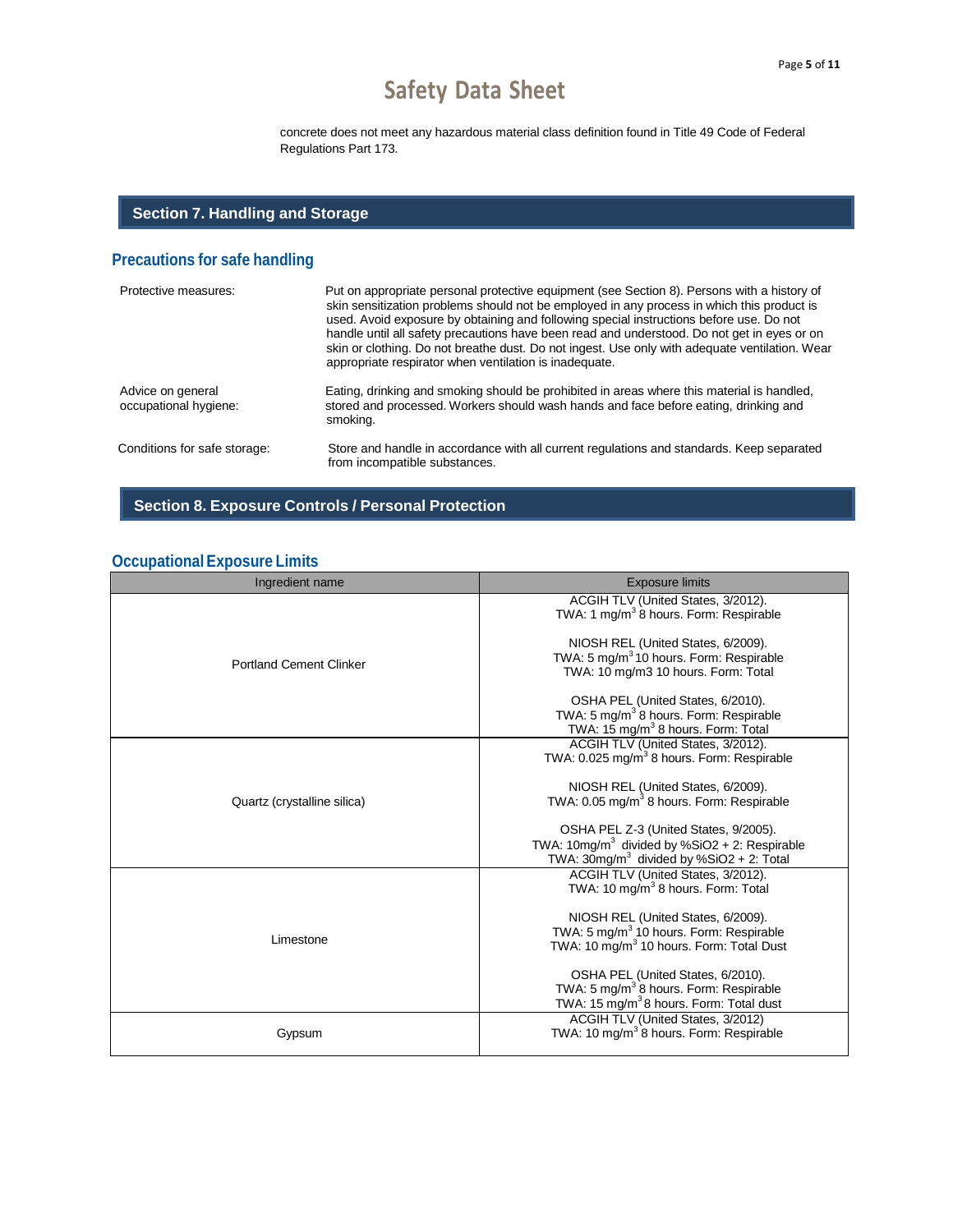concrete does not meet any hazardous material class definition found in Title 49 Code of Federal Regulations Part 173.

## Section 7. Handling and Storage

### Precautions for safe handling

| | |
|---|---|
| Protective measures: | Put on appropriate personal protective equipment (see Section 8). Persons with a history of skin sensitization problems should not be employed in any process in which this product is used. Avoid exposure by obtaining and following special instructions before use. Do not handle until all safety precautions have been read and understood. Do not get in eyes or on skin or clothing. Do not breathe dust. Do not ingest. Use only with adequate ventilation. Wear appropriate respirator when ventilation is inadequate. |
| Advice on general occupational hygiene: | Eating, drinking and smoking should be prohibited in areas where this material is handled, stored and processed. Workers should wash hands and face before eating, drinking and smoking. |
| Conditions for safe storage: | Store and handle in accordance with all current regulations and standards. Keep separated from incompatible substances. |

## Section 8. Exposure Controls / Personal Protection

### Occupational Exposure Limits

| Ingredient name | Exposure limits |
|---|---|
| Portland Cement Clinker | ACGIH TLV (United States, 3/2012).<br>TWA: 1 mg/m$^3$ 8 hours. Form: Respirable<br><br>NIOSH REL (United States, 6/2009).<br>TWA: 5 mg/m$^3$ 10 hours. Form: Respirable<br>TWA: 10 mg/m3 10 hours. Form: Total<br><br>OSHA PEL (United States, 6/2010).<br>TWA: 5 mg/m$^3$ 8 hours. Form: Respirable<br>TWA: 15 mg/m$^3$ 8 hours. Form: Total |
| Quartz (crystalline silica) | ACGIH TLV (United States, 3/2012).<br>TWA: 0.025 mg/m$^3$ 8 hours. Form: Respirable<br><br>NIOSH REL (United States, 6/2009).<br>TWA: 0.05 mg/m$^3$ 8 hours. Form: Respirable<br><br>OSHA PEL Z-3 (United States, 9/2005).<br>TWA: 10mg/m$^3$ divided by %$SiO_2$ + 2: Respirable<br>TWA: 30mg/m$^3$ divided by %$SiO_2$ + 2: Total |
| Limestone | ACGIH TLV (United States, 3/2012).<br>TWA: 10 mg/m$^3$ 8 hours. Form: Total<br><br>NIOSH REL (United States, 6/2009).<br>TWA: 5 mg/m$^3$ 10 hours. Form: Respirable<br>TWA: 10 mg/m$^3$ 10 hours. Form: Total Dust<br><br>OSHA PEL (United States, 6/2010).<br>TWA: 5 mg/m$^3$ 8 hours. Form: Respirable<br>TWA: 15 mg/m$^3$ 8 hours. Form: Total dust |
| Gypsum | ACGIH TLV (United States, 3/2012)<br>TWA: 10 mg/m$^3$ 8 hours. Form: Respirable |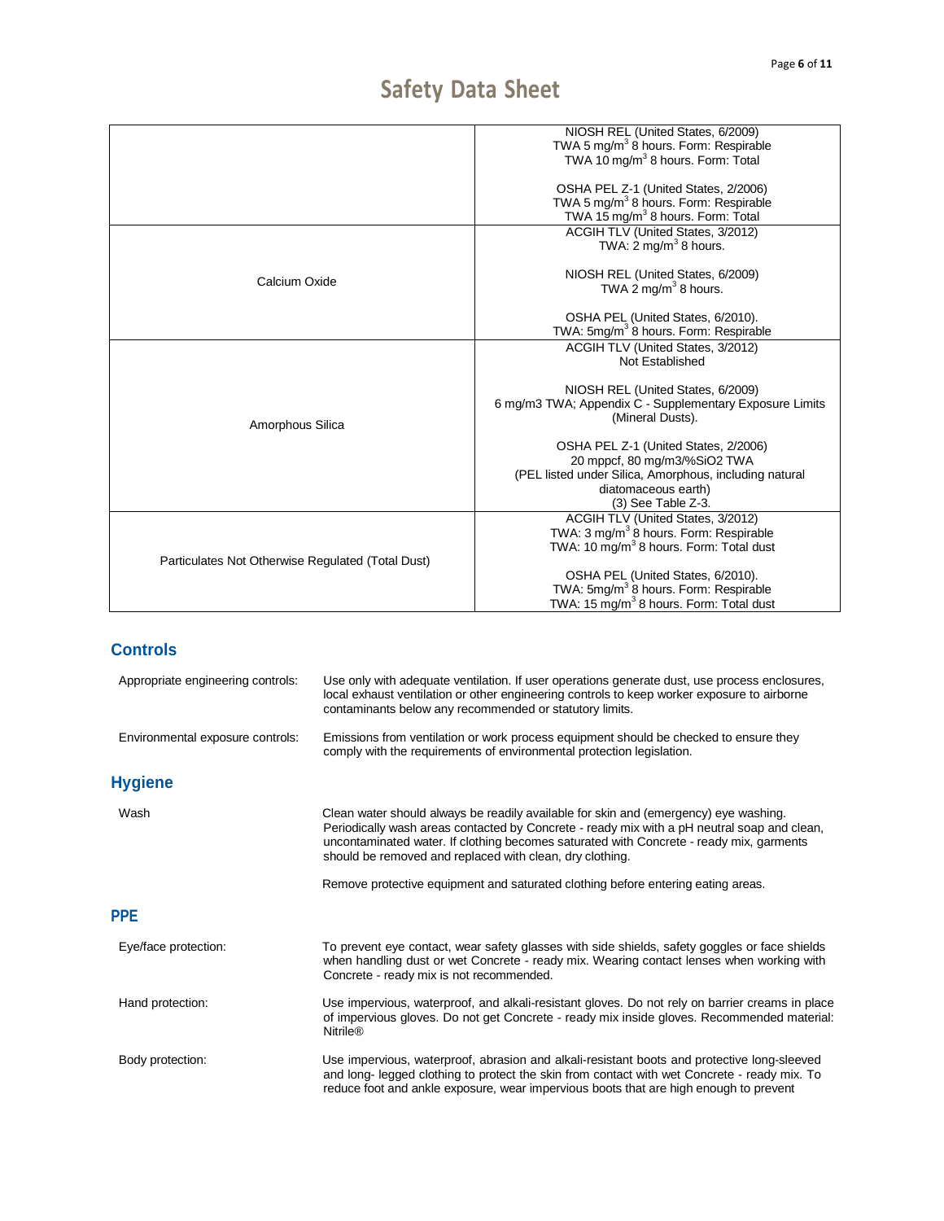# Safety Data Sheet

| | |
|---|---|
| | NIOSH REL (United States, 6/2009)<br>TWA 5 mg/m$^3$ 8 hours. Form: Respirable<br>TWA 10 mg/m$^3$ 8 hours. Form: Total<br><br>OSHA PEL Z-1 (United States, 2/2006)<br>TWA 5 mg/m$^3$ 8 hours. Form: Respirable<br>TWA 15 mg/m$^3$ 8 hours. Form: Total |
| Calcium Oxide | ACGIH TLV (United States, 3/2012)<br>TWA: 2 mg/m$^3$ 8 hours.<br><br>NIOSH REL (United States, 6/2009)<br>TWA 2 mg/m$^3$ 8 hours.<br><br>OSHA PEL (United States, 6/2010).<br>TWA: 5mg/m$^3$ 8 hours. Form: Respirable |
| Amorphous Silica | ACGIH TLV (United States, 3/2012)<br>Not Established<br><br>NIOSH REL (United States, 6/2009)<br>6 mg/m3 TWA; Appendix C - Supplementary Exposure Limits (Mineral Dusts).<br><br>OSHA PEL Z-1 (United States, 2/2006)<br>20 mppcf, 80 mg/m3/%SiO2 TWA<br>(PEL listed under Silica, Amorphous, including natural diatomaceous earth)<br>(3) See Table Z-3. |
| Particulates Not Otherwise Regulated (Total Dust) | ACGIH TLV (United States, 3/2012)<br>TWA: 3 mg/m$^3$ 8 hours. Form: Respirable<br>TWA: 10 mg/m$^3$ 8 hours. Form: Total dust<br><br>OSHA PEL (United States, 6/2010).<br>TWA: 5mg/m$^3$ 8 hours. Form: Respirable<br>TWA: 15 mg/m$^3$ 8 hours. Form: Total dust |

## Controls

Appropriate engineering controls: Use only with adequate ventilation. If user operations generate dust, use process enclosures, local exhaust ventilation or other engineering controls to keep worker exposure to airborne contaminants below any recommended or statutory limits.

Environmental exposure controls: Emissions from ventilation or work process equipment should be checked to ensure they comply with the requirements of environmental protection legislation.

## Hygiene

Wash: Clean water should always be readily available for skin and (emergency) eye washing. Periodically wash areas contacted by Concrete - ready mix with a pH neutral soap and clean, uncontaminated water. If clothing becomes saturated with Concrete - ready mix, garments should be removed and replaced with clean, dry clothing.

Remove protective equipment and saturated clothing before entering eating areas.

## PPE

Eye/face protection: To prevent eye contact, wear safety glasses with side shields, safety goggles or face shields when handling dust or wet Concrete - ready mix. Wearing contact lenses when working with Concrete - ready mix is not recommended.

Hand protection: Use impervious, waterproof, and alkali-resistant gloves. Do not rely on barrier creams in place of impervious gloves. Do not get Concrete - ready mix inside gloves. Recommended material: Nitrile®

Body protection: Use impervious, waterproof, abrasion and alkali-resistant boots and protective long-sleeved and long- legged clothing to protect the skin from contact with wet Concrete - ready mix. To reduce foot and ankle exposure, wear impervious boots that are high enough to prevent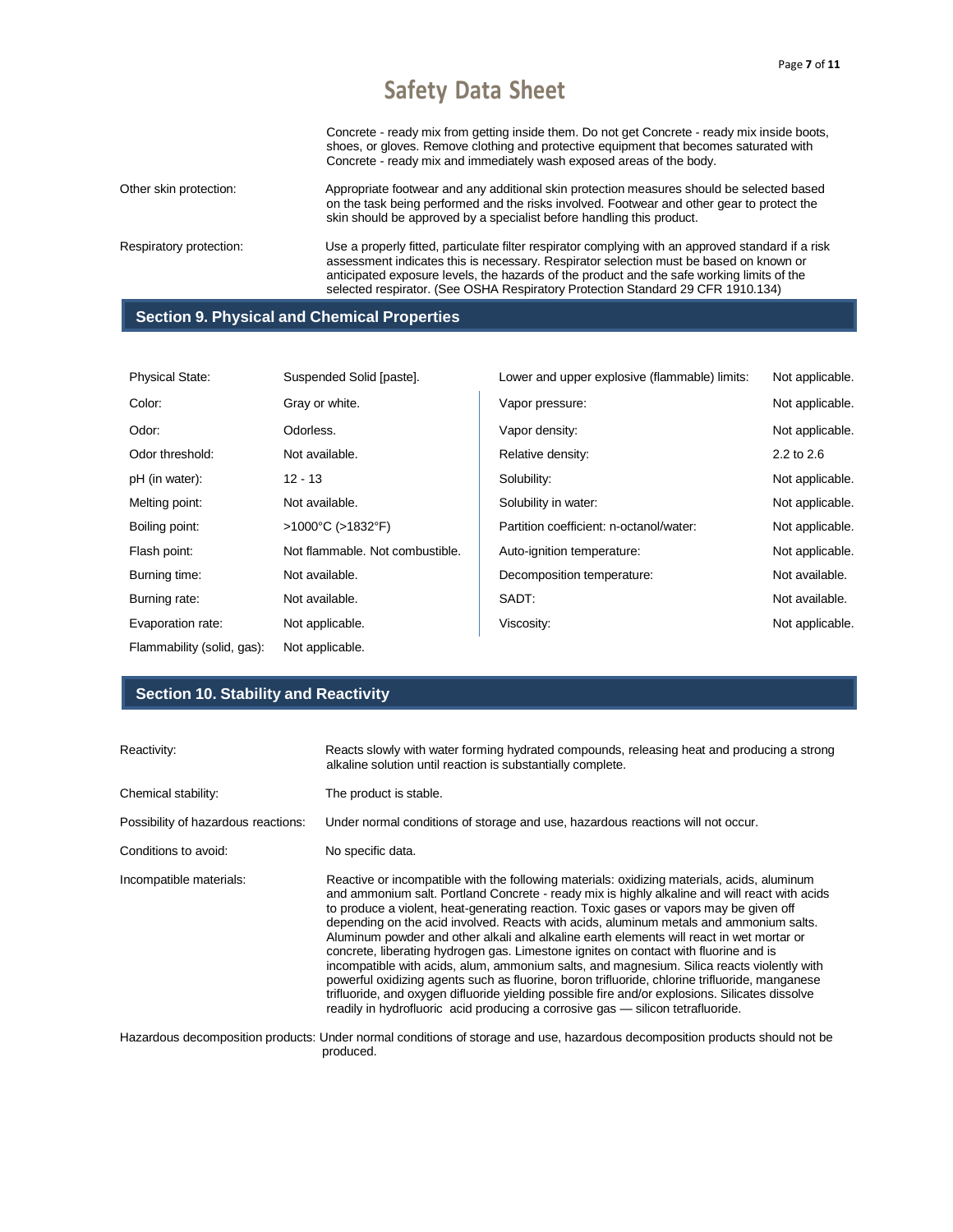Concrete - ready mix from getting inside them. Do not get Concrete - ready mix inside boots, shoes, or gloves. Remove clothing and protective equipment that becomes saturated with Concrete - ready mix and immediately wash exposed areas of the body.

| | |
|---|---|
| Other skin protection: | Appropriate footwear and any additional skin protection measures should be selected based on the task being performed and the risks involved. Footwear and other gear to protect the skin should be approved by a specialist before handling this product. |
| Respiratory protection: | Use a properly fitted, particulate filter respirator complying with an approved standard if a risk assessment indicates this is necessary. Respirator selection must be based on known or anticipated exposure levels, the hazards of the product and the safe working limits of the selected respirator. (See OSHA Respiratory Protection Standard 29 CFR 1910.134) |

## Section 9. Physical and Chemical Properties

| | | | |
|---|---|---|---|
| Physical State: | Suspended Solid [paste]. | Lower and upper explosive (flammable) limits: | Not applicable. |
| Color: | Gray or white. | Vapor pressure: | Not applicable. |
| Odor: | Odorless. | Vapor density: | Not applicable. |
| Odor threshold: | Not available. | Relative density: | 2.2 to 2.6 |
| pH (in water): | 12 - 13 | Solubility: | Not applicable. |
| Melting point: | Not available. | Solubility in water: | Not applicable. |
| Boiling point: | >1000°C (>1832°F) | Partition coefficient: n-octanol/water: | Not applicable. |
| Flash point: | Not flammable. Not combustible. | Auto-ignition temperature: | Not applicable. |
| Burning time: | Not available. | Decomposition temperature: | Not available. |
| Burning rate: | Not available. | SADT: | Not available. |
| Evaporation rate: | Not applicable. | Viscosity: | Not applicable. |
| Flammability (solid, gas): | Not applicable. | | |

## Section 10. Stability and Reactivity

| | |
|---|---|
| Reactivity: | Reacts slowly with water forming hydrated compounds, releasing heat and producing a strong alkaline solution until reaction is substantially complete. |
| Chemical stability: | The product is stable. |
| Possibility of hazardous reactions: | Under normal conditions of storage and use, hazardous reactions will not occur. |
| Conditions to avoid: | No specific data. |
| Incompatible materials: | Reactive or incompatible with the following materials: oxidizing materials, acids, aluminum and ammonium salt. Portland Concrete - ready mix is highly alkaline and will react with acids to produce a violent, heat-generating reaction. Toxic gases or vapors may be given off depending on the acid involved. Reacts with acids, aluminum metals and ammonium salts. Aluminum powder and other alkali and alkaline earth elements will react in wet mortar or concrete, liberating hydrogen gas. Limestone ignites on contact with fluorine and is incompatible with acids, alum, ammonium salts, and magnesium. Silica reacts violently with powerful oxidizing agents such as fluorine, boron trifluoride, chlorine trifluoride, manganese trifluoride, and oxygen difluoride yielding possible fire and/or explosions. Silicates dissolve readily in hydrofluoric acid producing a corrosive gas — silicon tetrafluoride. |
| Hazardous decomposition products: | Under normal conditions of storage and use, hazardous decomposition products should not be produced. |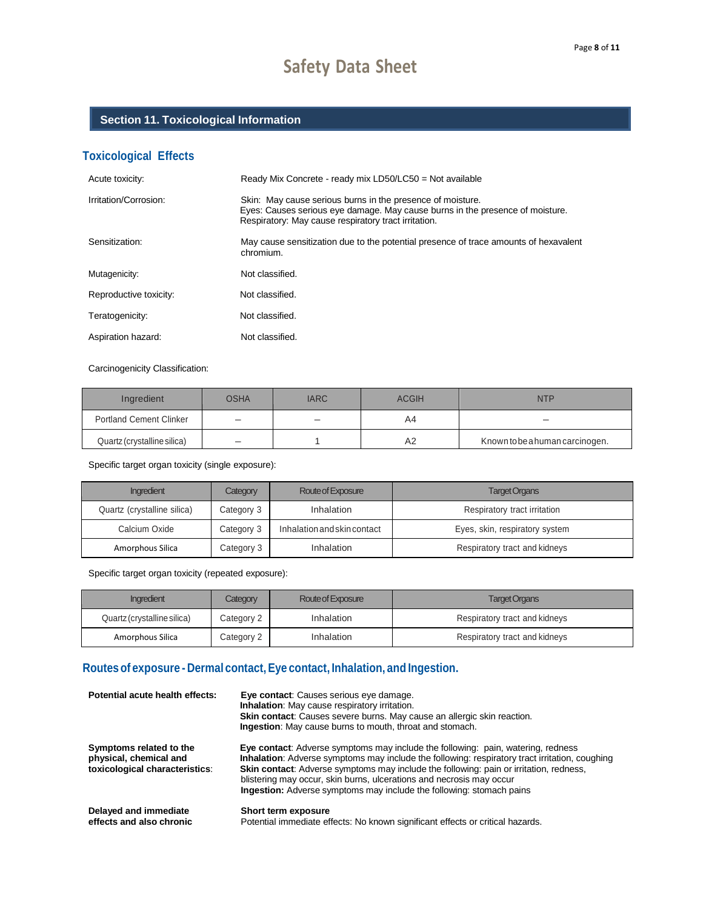## Section 11. Toxicological Information

### Toxicological Effects

Acute toxicity: Ready Mix Concrete - ready mix LD50/LC50 = Not available

Irritation/Corrosion: Skin: May cause serious burns in the presence of moisture.
Eyes: Causes serious eye damage. May cause burns in the presence of moisture.
Respiratory: May cause respiratory tract irritation.

Sensitization: May cause sensitization due to the potential presence of trace amounts of hexavalent chromium.

Mutagenicity: Not classified.

Reproductive toxicity: Not classified.

Teratogenicity: Not classified.

Aspiration hazard: Not classified.

Carcinogenicity Classification:

| Ingredient | OSHA | IARC | ACGIH | NTP |
|---|---|---|---|---|
| Portland Cement Clinker | – | – | A4 | – |
| Quartz (crystalline silica) | – | 1 | A2 | Known to be a human carcinogen. |

Specific target organ toxicity (single exposure):

| Ingredient | Category | Route of Exposure | Target Organs |
|---|---|---|---|
| Quartz (crystalline silica) | Category 3 | Inhalation | Respiratory tract irritation |
| Calcium Oxide | Category 3 | Inhalation and skin contact | Eyes, skin, respiratory system |
| Amorphous Silica | Category 3 | Inhalation | Respiratory tract and kidneys |

Specific target organ toxicity (repeated exposure):

| Ingredient | Category | Route of Exposure | Target Organs |
|---|---|---|---|
| Quartz (crystalline silica) | Category 2 | Inhalation | Respiratory tract and kidneys |
| Amorphous Silica | Category 2 | Inhalation | Respiratory tract and kidneys |

### Routes of exposure - Dermal contact, Eye contact, Inhalation, and Ingestion.

**Potential acute health effects:**

**Eye contact**: Causes serious eye damage.
**Inhalation**: May cause respiratory irritation.
**Skin contact**: Causes severe burns. May cause an allergic skin reaction.
**Ingestion**: May cause burns to mouth, throat and stomach.

**Symptoms related to the physical, chemical and toxicological characteristics**:

**Eye contact**: Adverse symptoms may include the following: pain, watering, redness
**Inhalation**: Adverse symptoms may include the following: respiratory tract irritation, coughing
**Skin contact**: Adverse symptoms may include the following: pain or irritation, redness, blistering may occur, skin burns, ulcerations and necrosis may occur
**Ingestion:** Adverse symptoms may include the following: stomach pains

**Delayed and immediate effects and also chronic**

**Short term exposure**
Potential immediate effects: No known significant effects or critical hazards.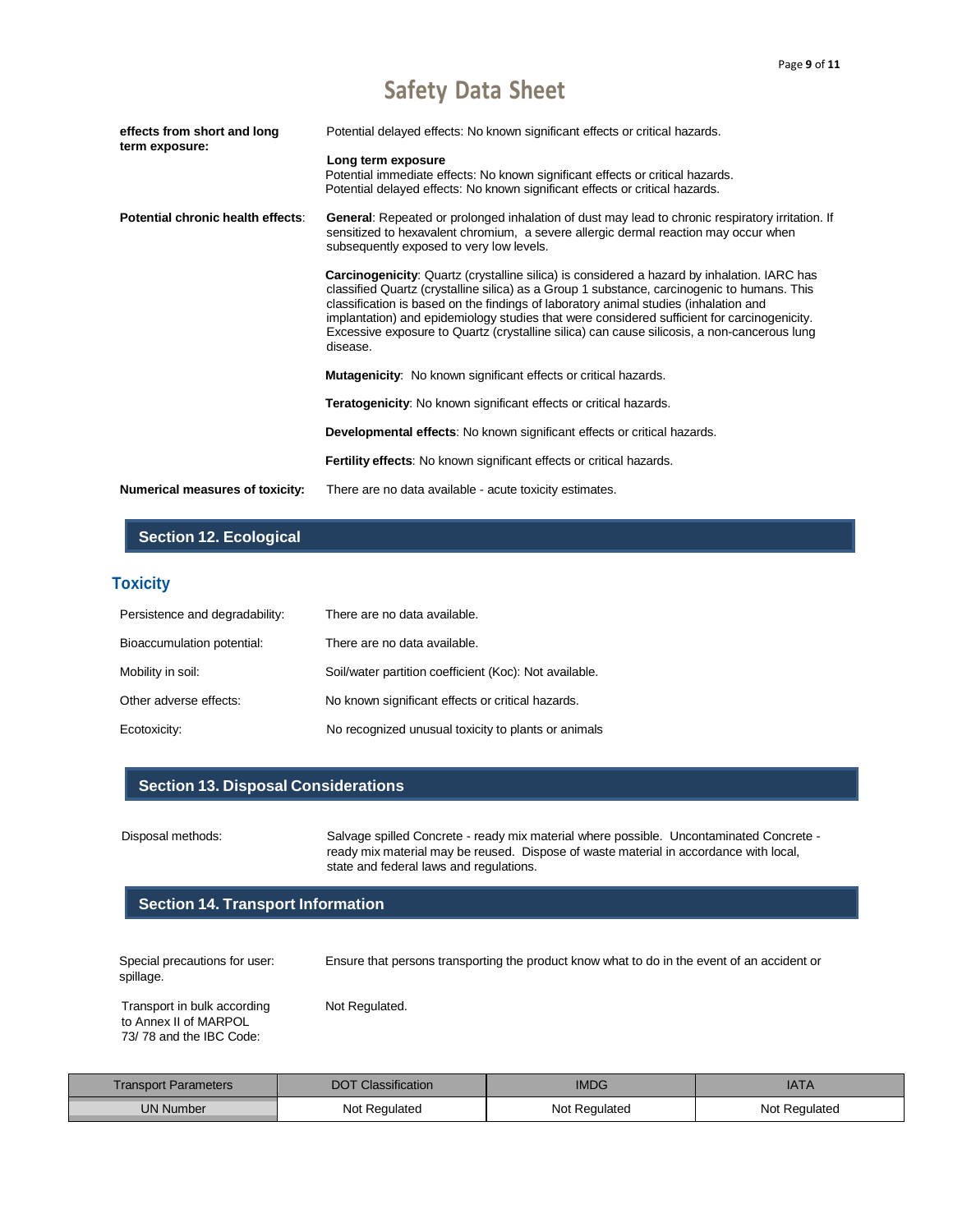**effects from short and long term exposure:**

Potential delayed effects: No known significant effects or critical hazards.

**Long term exposure**
Potential immediate effects: No known significant effects or critical hazards.
Potential delayed effects: No known significant effects or critical hazards.

**Potential chronic health effects**:

**General**: Repeated or prolonged inhalation of dust may lead to chronic respiratory irritation. If sensitized to hexavalent chromium, a severe allergic dermal reaction may occur when subsequently exposed to very low levels.

**Carcinogenicity**: Quartz (crystalline silica) is considered a hazard by inhalation. IARC has classified Quartz (crystalline silica) as a Group 1 substance, carcinogenic to humans. This classification is based on the findings of laboratory animal studies (inhalation and implantation) and epidemiology studies that were considered sufficient for carcinogenicity. Excessive exposure to Quartz (crystalline silica) can cause silicosis, a non-cancerous lung disease.

**Mutagenicity**: No known significant effects or critical hazards.

**Teratogenicity**: No known significant effects or critical hazards.

**Developmental effects**: No known significant effects or critical hazards.

**Fertility effects**: No known significant effects or critical hazards.

**Numerical measures of toxicity:** There are no data available - acute toxicity estimates.

## Section 12. Ecological

### Toxicity

Persistence and degradability: There are no data available.

Bioaccumulation potential: There are no data available.

Mobility in soil: Soil/water partition coefficient (Koc): Not available.

Other adverse effects: No known significant effects or critical hazards.

Ecotoxicity: No recognized unusual toxicity to plants or animals

## Section 13. Disposal Considerations

Disposal methods: Salvage spilled Concrete - ready mix material where possible. Uncontaminated Concrete - ready mix material may be reused. Dispose of waste material in accordance with local, state and federal laws and regulations.

## Section 14. Transport Information

Special precautions for user: Ensure that persons transporting the product know what to do in the event of an accident or spillage.

Transport in bulk according to Annex II of MARPOL 73/ 78 and the IBC Code: Not Regulated.

| Transport Parameters | DOT Classification | IMDG | IATA |
|---|---|---|---|
| UN Number | Not Regulated | Not Regulated | Not Regulated |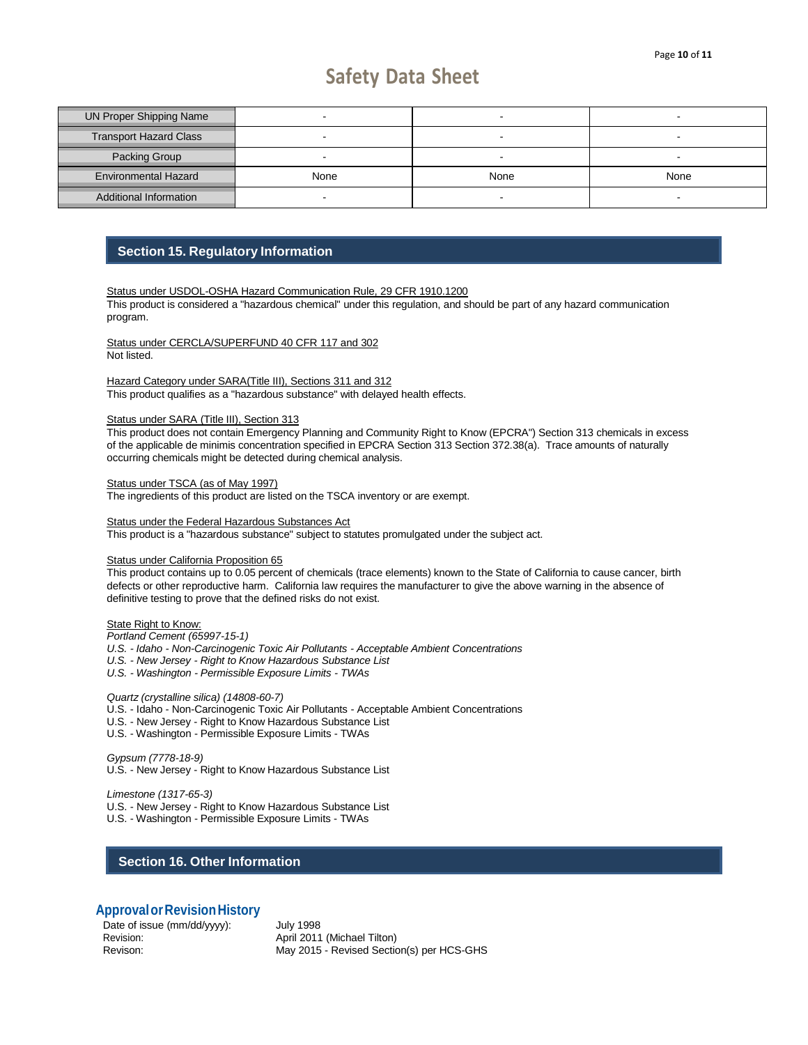| UN Proper Shipping Name | - | - | - |
| --- | --- | --- | --- |
| Transport Hazard Class | - | - | - |
| Packing Group | - | - | - |
| Environmental Hazard | None | None | None |
| Additional Information | - | - | - |

## Section 15. Regulatory Information

Status under USDOL-OSHA Hazard Communication Rule, 29 CFR 1910.1200

This product is considered a "hazardous chemical" under this regulation, and should be part of any hazard communication program.

Status under CERCLA/SUPERFUND 40 CFR 117 and 302

Not listed.

Hazard Category under SARA(Title III), Sections 311 and 312

This product qualifies as a "hazardous substance" with delayed health effects.

Status under SARA (Title III), Section 313

This product does not contain Emergency Planning and Community Right to Know (EPCRA") Section 313 chemicals in excess of the applicable de minimis concentration specified in EPCRA Section 313 Section 372.38(a). Trace amounts of naturally occurring chemicals might be detected during chemical analysis.

Status under TSCA (as of May 1997)

The ingredients of this product are listed on the TSCA inventory or are exempt.

Status under the Federal Hazardous Substances Act

This product is a "hazardous substance" subject to statutes promulgated under the subject act.

Status under California Proposition 65

This product contains up to 0.05 percent of chemicals (trace elements) known to the State of California to cause cancer, birth defects or other reproductive harm. California law requires the manufacturer to give the above warning in the absence of definitive testing to prove that the defined risks do not exist.

State Right to Know:

*Portland Cement (65997-15-1)*
*U.S. - Idaho - Non-Carcinogenic Toxic Air Pollutants - Acceptable Ambient Concentrations*
*U.S. - New Jersey - Right to Know Hazardous Substance List*
*U.S. - Washington - Permissible Exposure Limits - TWAs*

*Quartz (crystalline silica) (14808-60-7)*
U.S. - Idaho - Non-Carcinogenic Toxic Air Pollutants - Acceptable Ambient Concentrations
U.S. - New Jersey - Right to Know Hazardous Substance List
U.S. - Washington - Permissible Exposure Limits - TWAs

*Gypsum (7778-18-9)*
U.S. - New Jersey - Right to Know Hazardous Substance List

*Limestone (1317-65-3)*
U.S. - New Jersey - Right to Know Hazardous Substance List
U.S. - Washington - Permissible Exposure Limits - TWAs

## Section 16. Other Information

### Approval or Revision History

| | |
| --- | --- |
| Date of issue (mm/dd/yyyy): | July 1998 |
| Revision: | April 2011 (Michael Tilton) |
| Revison: | May 2015 - Revised Section(s) per HCS-GHS |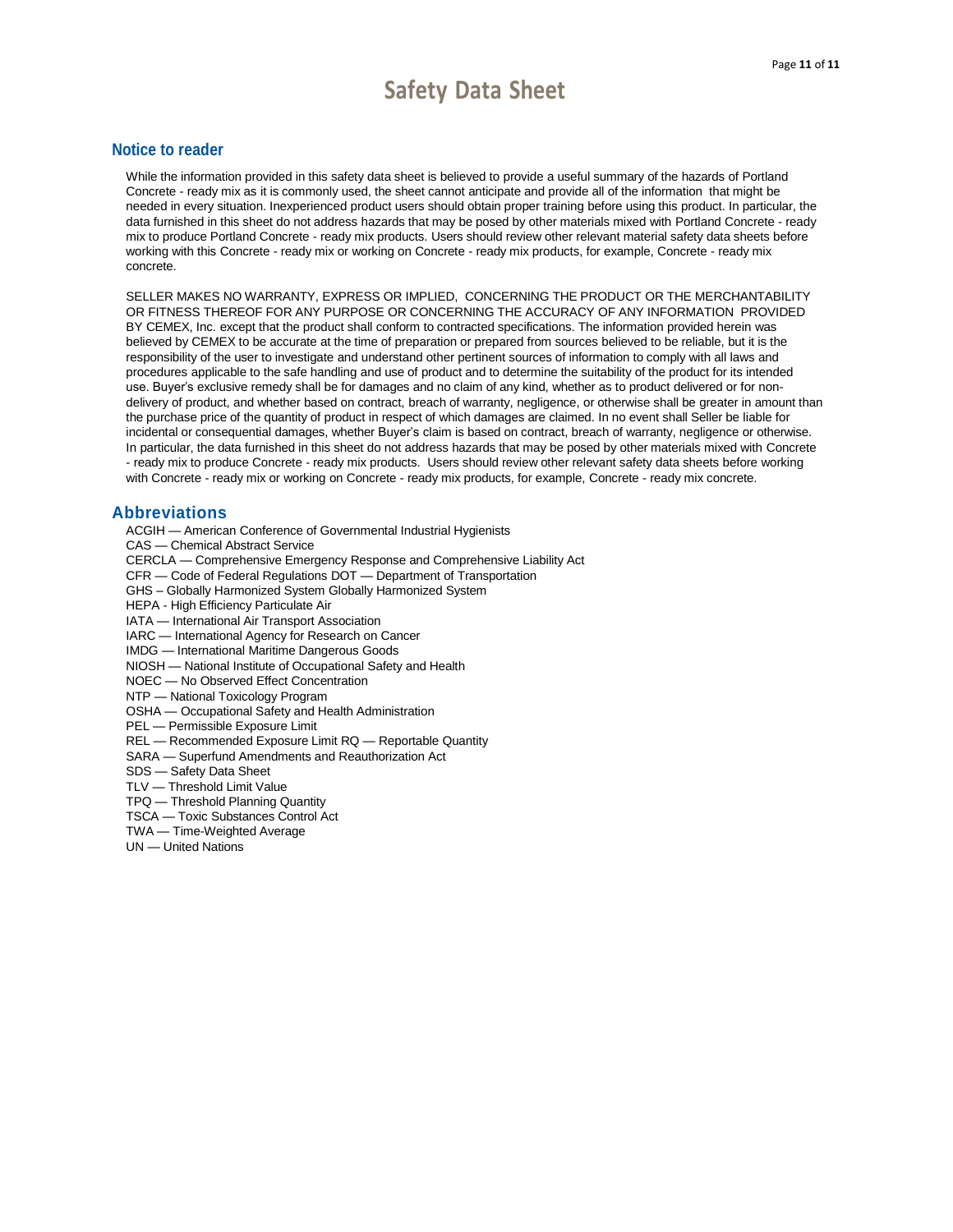## Notice to reader

While the information provided in this safety data sheet is believed to provide a useful summary of the hazards of Portland Concrete - ready mix as it is commonly used, the sheet cannot anticipate and provide all of the information that might be needed in every situation. Inexperienced product users should obtain proper training before using this product. In particular, the data furnished in this sheet do not address hazards that may be posed by other materials mixed with Portland Concrete - ready mix to produce Portland Concrete - ready mix products. Users should review other relevant material safety data sheets before working with this Concrete - ready mix or working on Concrete - ready mix products, for example, Concrete - ready mix concrete.

SELLER MAKES NO WARRANTY, EXPRESS OR IMPLIED, CONCERNING THE PRODUCT OR THE MERCHANTABILITY OR FITNESS THEREOF FOR ANY PURPOSE OR CONCERNING THE ACCURACY OF ANY INFORMATION PROVIDED BY CEMEX, Inc. except that the product shall conform to contracted specifications. The information provided herein was believed by CEMEX to be accurate at the time of preparation or prepared from sources believed to be reliable, but it is the responsibility of the user to investigate and understand other pertinent sources of information to comply with all laws and procedures applicable to the safe handling and use of product and to determine the suitability of the product for its intended use. Buyer's exclusive remedy shall be for damages and no claim of any kind, whether as to product delivered or for non-delivery of product, and whether based on contract, breach of warranty, negligence, or otherwise shall be greater in amount than the purchase price of the quantity of product in respect of which damages are claimed. In no event shall Seller be liable for incidental or consequential damages, whether Buyer's claim is based on contract, breach of warranty, negligence or otherwise. In particular, the data furnished in this sheet do not address hazards that may be posed by other materials mixed with Concrete - ready mix to produce Concrete - ready mix products. Users should review other relevant safety data sheets before working with Concrete - ready mix or working on Concrete - ready mix products, for example, Concrete - ready mix concrete.

## Abbreviations

ACGIH — American Conference of Governmental Industrial Hygienists
CAS — Chemical Abstract Service
CERCLA — Comprehensive Emergency Response and Comprehensive Liability Act
CFR — Code of Federal Regulations DOT — Department of Transportation
GHS – Globally Harmonized System Globally Harmonized System
HEPA - High Efficiency Particulate Air
IATA — International Air Transport Association
IARC — International Agency for Research on Cancer
IMDG — International Maritime Dangerous Goods
NIOSH — National Institute of Occupational Safety and Health
NOEC — No Observed Effect Concentration
NTP — National Toxicology Program
OSHA — Occupational Safety and Health Administration
PEL — Permissible Exposure Limit
REL — Recommended Exposure Limit RQ — Reportable Quantity
SARA — Superfund Amendments and Reauthorization Act
SDS — Safety Data Sheet
TLV — Threshold Limit Value
TPQ — Threshold Planning Quantity
TSCA — Toxic Substances Control Act
TWA — Time-Weighted Average
UN — United Nations